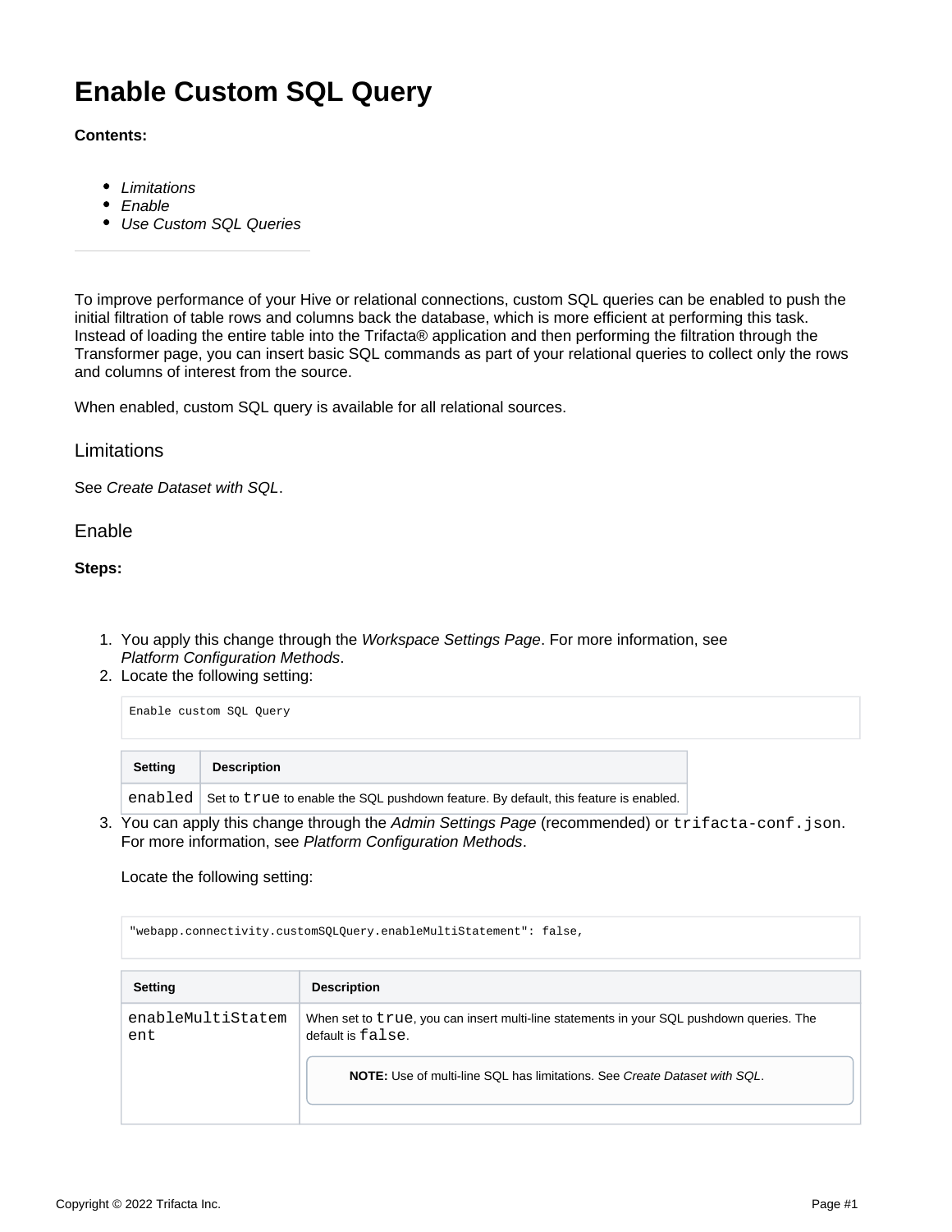# Enable Custom SQL Query

**Contents:**

- *Limitations*
- *Enable*
- *Use Custom SQL Queries*

To improve performance of your Hive or relational connections, custom SQL queries can be enabled to push the initial filtration of table rows and columns back the database, which is more efficient at performing this task. Instead of loading the entire table into the Trifacta® application and then performing the filtration through the Transformer page, you can insert basic SQL commands as part of your relational queries to collect only the rows and columns of interest from the source.

When enabled, custom SQL query is available for all relational sources.

## Limitations

See *Create Dataset with SQL*.

## Enable

**Steps:**

1. You apply this change through the *Workspace Settings Page*. For more information, see *Platform Configuration Methods*.
2. Locate the following setting:

   ```
   Enable custom SQL Query
   ```

   | Setting | Description |
   | --- | --- |
   | `enabled` | Set to `true` to enable the SQL pushdown feature. By default, this feature is enabled. |

3. You can apply this change through the *Admin Settings Page* (recommended) or `trifacta-conf.json`. For more information, see *Platform Configuration Methods*.

   Locate the following setting:

   ```
   "webapp.connectivity.customSQLQuery.enableMultiStatement": false,
   ```

   | Setting | Description |
   | --- | --- |
   | `enableMultiStatement` | When set to `true`, you can insert multi-line statements in your SQL pushdown queries. The default is `false`. <br><br> **NOTE:** Use of multi-line SQL has limitations. See *Create Dataset with SQL*. |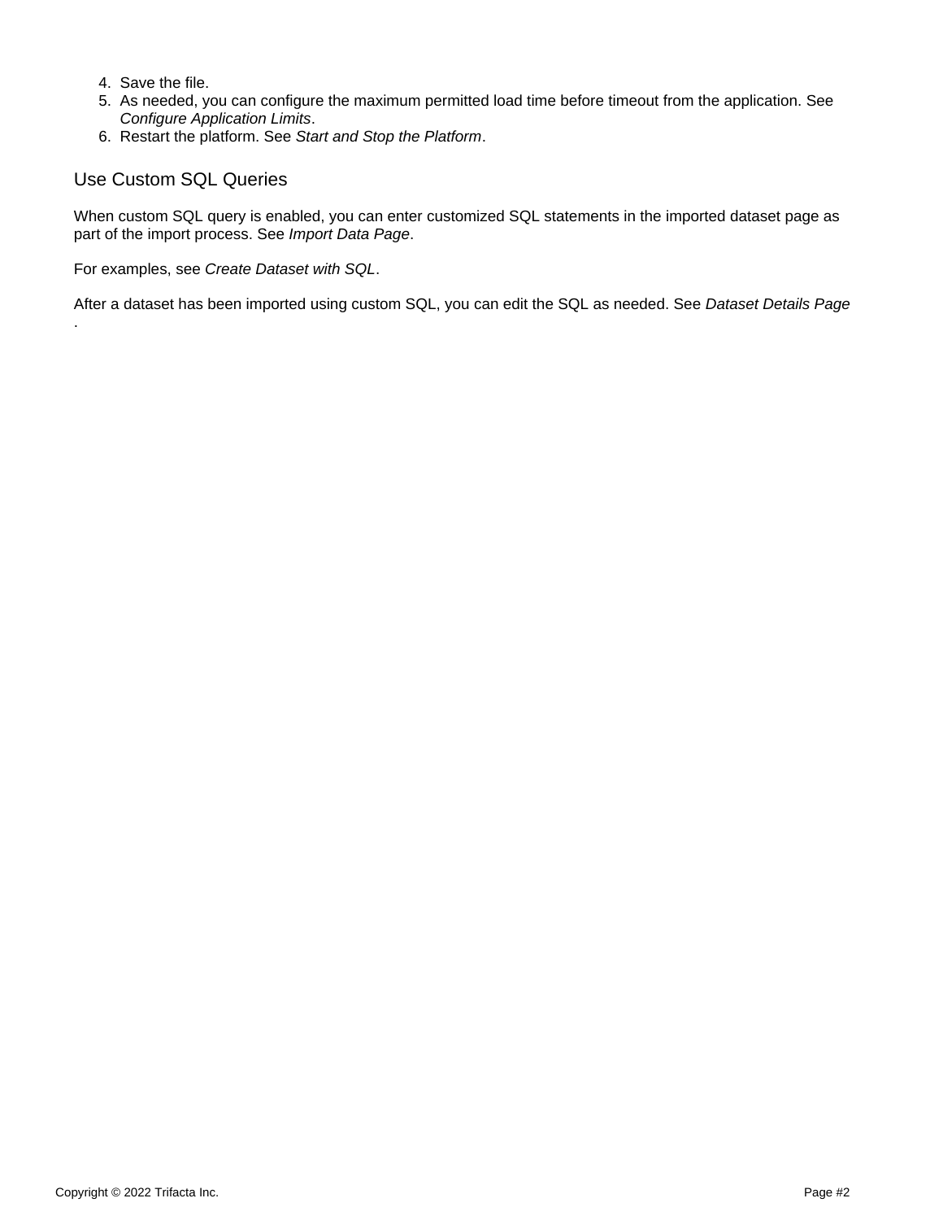4. Save the file.
5. As needed, you can configure the maximum permitted load time before timeout from the application. See *Configure Application Limits*.
6. Restart the platform. See *Start and Stop the Platform*.

## Use Custom SQL Queries

When custom SQL query is enabled, you can enter customized SQL statements in the imported dataset page as part of the import process. See *Import Data Page*.

For examples, see *Create Dataset with SQL*.

After a dataset has been imported using custom SQL, you can edit the SQL as needed. See *Dataset Details Page*.